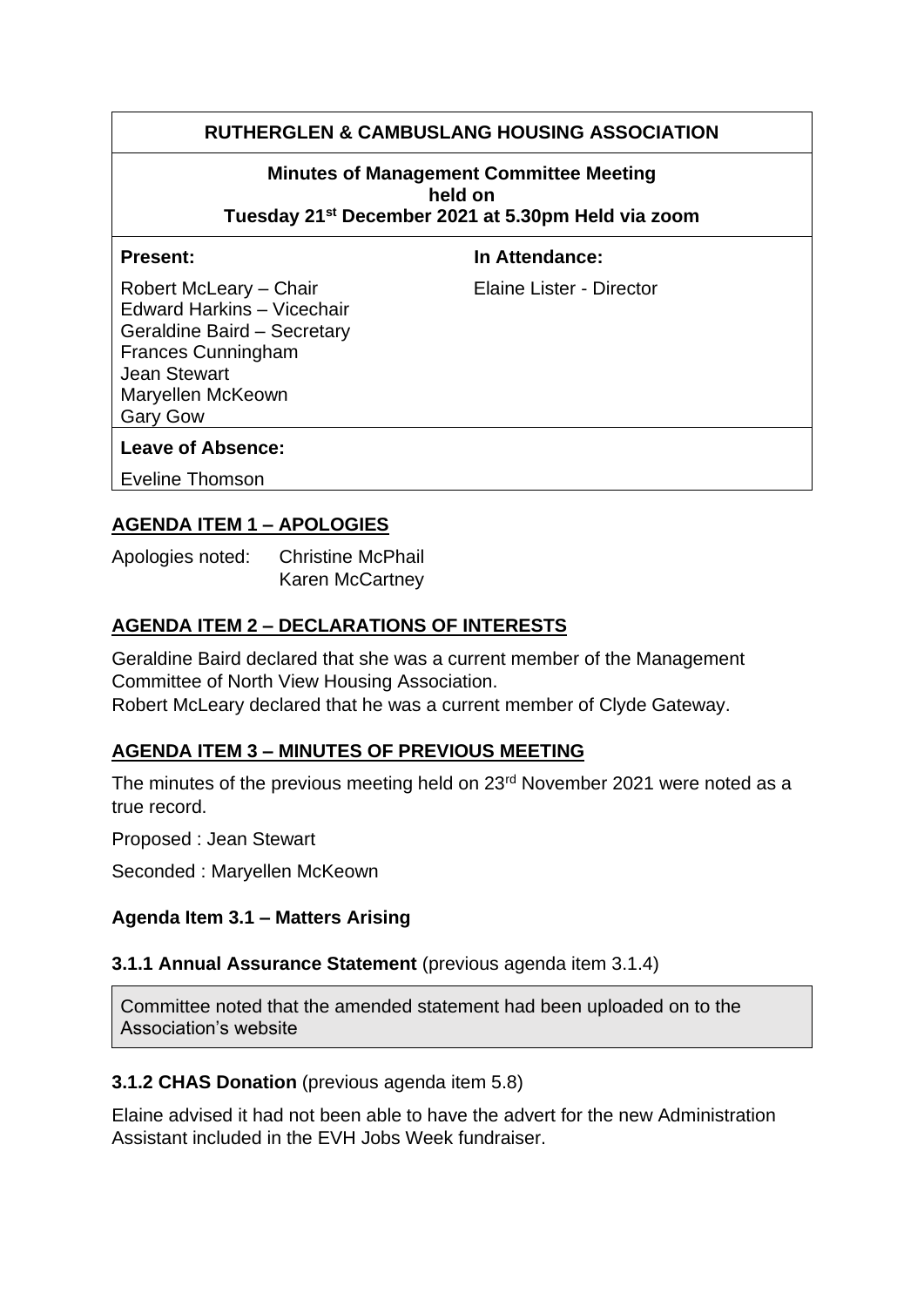# RUTHERGLEN & CAMBUSLANG HOUSING ASSOCIATION

**Minutes of Management Committee Meeting held on Tuesday 21st December 2021 at 5.30pm Held via zoom**

| **Present:** | **In Attendance:** |
| --- | --- |
| Robert McLeary – Chair<br>Edward Harkins – Vicechair<br>Geraldine Baird – Secretary<br>Frances Cunningham<br>Jean Stewart<br>Maryellen McKeown<br>Gary Gow | Elaine Lister - Director |

**Leave of Absence:**

Eveline Thomson

## AGENDA ITEM 1 – APOLOGIES

Apologies noted: Christine McPhail
Karen McCartney

## AGENDA ITEM 2 – DECLARATIONS OF INTERESTS

Geraldine Baird declared that she was a current member of the Management Committee of North View Housing Association.
Robert McLeary declared that he was a current member of Clyde Gateway.

## AGENDA ITEM 3 – MINUTES OF PREVIOUS MEETING

The minutes of the previous meeting held on 23rd November 2021 were noted as a true record.

Proposed : Jean Stewart

Seconded : Maryellen McKeown

### Agenda Item 3.1 – Matters Arising

**3.1.1 Annual Assurance Statement** (previous agenda item 3.1.4)

Committee noted that the amended statement had been uploaded on to the Association's website

**3.1.2 CHAS Donation** (previous agenda item 5.8)

Elaine advised it had not been able to have the advert for the new Administration Assistant included in the EVH Jobs Week fundraiser.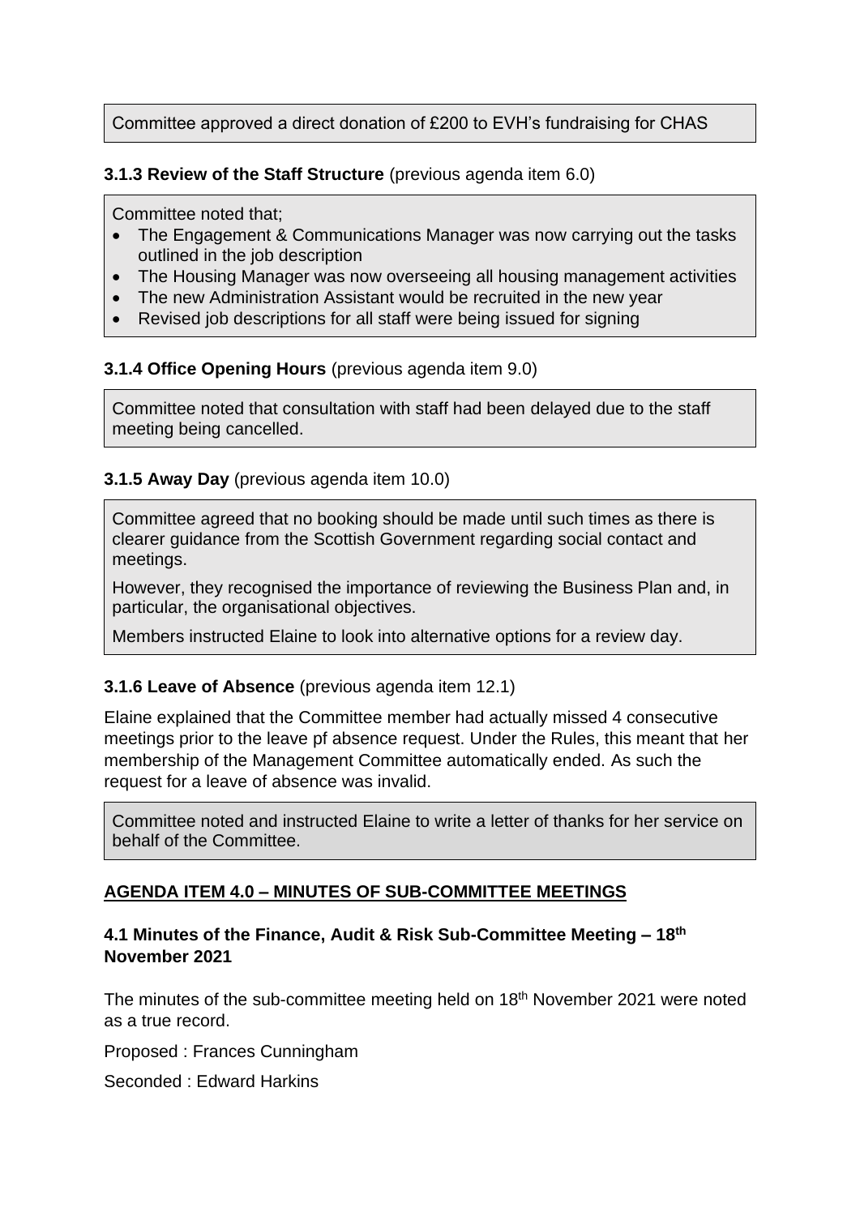Committee approved a direct donation of £200 to EVH's fundraising for CHAS

**3.1.3 Review of the Staff Structure** (previous agenda item 6.0)

Committee noted that;

- The Engagement & Communications Manager was now carrying out the tasks outlined in the job description
- The Housing Manager was now overseeing all housing management activities
- The new Administration Assistant would be recruited in the new year
- Revised job descriptions for all staff were being issued for signing

**3.1.4 Office Opening Hours** (previous agenda item 9.0)

Committee noted that consultation with staff had been delayed due to the staff meeting being cancelled.

**3.1.5 Away Day** (previous agenda item 10.0)

Committee agreed that no booking should be made until such times as there is clearer guidance from the Scottish Government regarding social contact and meetings.

However, they recognised the importance of reviewing the Business Plan and, in particular, the organisational objectives.

Members instructed Elaine to look into alternative options for a review day.

**3.1.6 Leave of Absence** (previous agenda item 12.1)

Elaine explained that the Committee member had actually missed 4 consecutive meetings prior to the leave pf absence request. Under the Rules, this meant that her membership of the Management Committee automatically ended. As such the request for a leave of absence was invalid.

Committee noted and instructed Elaine to write a letter of thanks for her service on behalf of the Committee.

## AGENDA ITEM 4.0 – MINUTES OF SUB-COMMITTEE MEETINGS

### 4.1 Minutes of the Finance, Audit & Risk Sub-Committee Meeting – 18th November 2021

The minutes of the sub-committee meeting held on 18th November 2021 were noted as a true record.

Proposed : Frances Cunningham

Seconded : Edward Harkins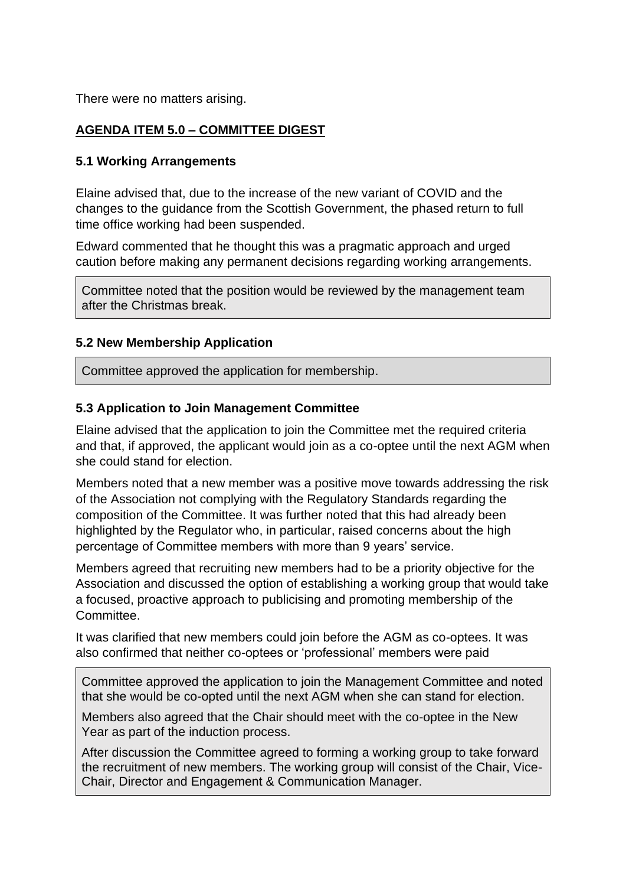There were no matters arising.

## AGENDA ITEM 5.0 – COMMITTEE DIGEST

### 5.1 Working Arrangements

Elaine advised that, due to the increase of the new variant of COVID and the changes to the guidance from the Scottish Government, the phased return to full time office working had been suspended.

Edward commented that he thought this was a pragmatic approach and urged caution before making any permanent decisions regarding working arrangements.

> Committee noted that the position would be reviewed by the management team after the Christmas break.

### 5.2 New Membership Application

> Committee approved the application for membership.

### 5.3 Application to Join Management Committee

Elaine advised that the application to join the Committee met the required criteria and that, if approved, the applicant would join as a co-optee until the next AGM when she could stand for election.

Members noted that a new member was a positive move towards addressing the risk of the Association not complying with the Regulatory Standards regarding the composition of the Committee. It was further noted that this had already been highlighted by the Regulator who, in particular, raised concerns about the high percentage of Committee members with more than 9 years' service.

Members agreed that recruiting new members had to be a priority objective for the Association and discussed the option of establishing a working group that would take a focused, proactive approach to publicising and promoting membership of the Committee.

It was clarified that new members could join before the AGM as co-optees. It was also confirmed that neither co-optees or 'professional' members were paid

> Committee approved the application to join the Management Committee and noted that she would be co-opted until the next AGM when she can stand for election.
>
> Members also agreed that the Chair should meet with the co-optee in the New Year as part of the induction process.
>
> After discussion the Committee agreed to forming a working group to take forward the recruitment of new members. The working group will consist of the Chair, Vice-Chair, Director and Engagement & Communication Manager.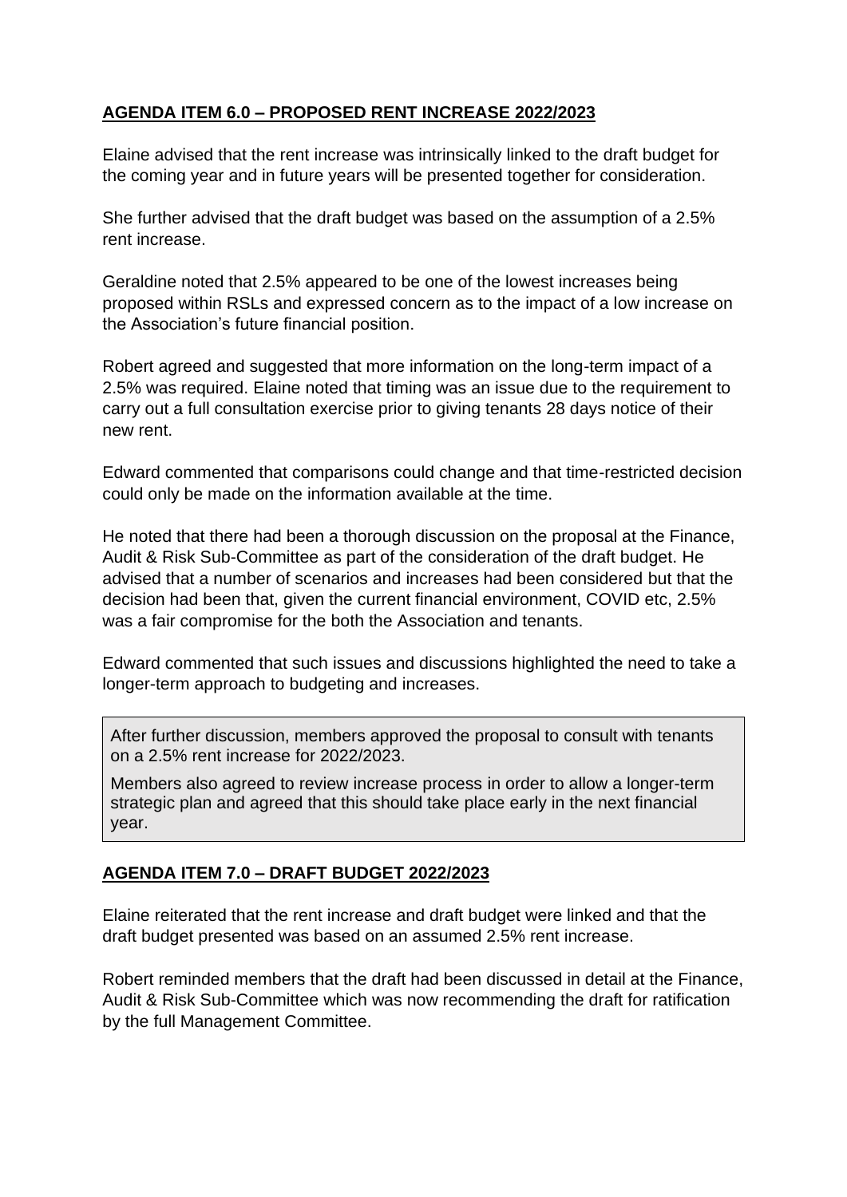## **AGENDA ITEM 6.0 – PROPOSED RENT INCREASE 2022/2023**

Elaine advised that the rent increase was intrinsically linked to the draft budget for the coming year and in future years will be presented together for consideration.

She further advised that the draft budget was based on the assumption of a 2.5% rent increase.

Geraldine noted that 2.5% appeared to be one of the lowest increases being proposed within RSLs and expressed concern as to the impact of a low increase on the Association's future financial position.

Robert agreed and suggested that more information on the long-term impact of a 2.5% was required. Elaine noted that timing was an issue due to the requirement to carry out a full consultation exercise prior to giving tenants 28 days notice of their new rent.

Edward commented that comparisons could change and that time-restricted decision could only be made on the information available at the time.

He noted that there had been a thorough discussion on the proposal at the Finance, Audit & Risk Sub-Committee as part of the consideration of the draft budget. He advised that a number of scenarios and increases had been considered but that the decision had been that, given the current financial environment, COVID etc, 2.5% was a fair compromise for the both the Association and tenants.

Edward commented that such issues and discussions highlighted the need to take a longer-term approach to budgeting and increases.

After further discussion, members approved the proposal to consult with tenants on a 2.5% rent increase for 2022/2023.

Members also agreed to review increase process in order to allow a longer-term strategic plan and agreed that this should take place early in the next financial year.

## **AGENDA ITEM 7.0 – DRAFT BUDGET 2022/2023**

Elaine reiterated that the rent increase and draft budget were linked and that the draft budget presented was based on an assumed 2.5% rent increase.

Robert reminded members that the draft had been discussed in detail at the Finance, Audit & Risk Sub-Committee which was now recommending the draft for ratification by the full Management Committee.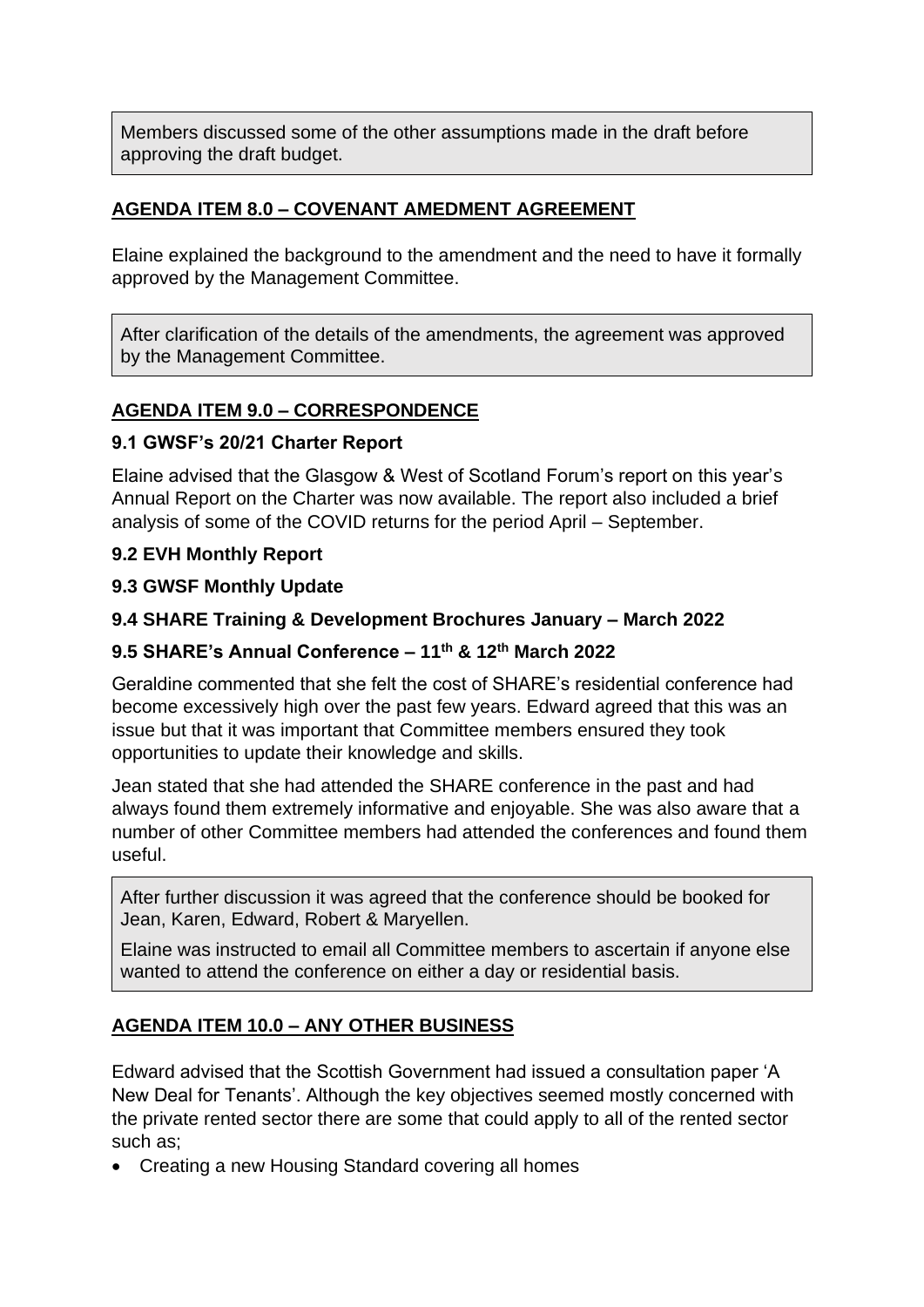Members discussed some of the other assumptions made in the draft before approving the draft budget.

## AGENDA ITEM 8.0 – COVENANT AMEDMENT AGREEMENT

Elaine explained the background to the amendment and the need to have it formally approved by the Management Committee.

After clarification of the details of the amendments, the agreement was approved by the Management Committee.

## AGENDA ITEM 9.0 – CORRESPONDENCE

### 9.1 GWSF's 20/21 Charter Report

Elaine advised that the Glasgow & West of Scotland Forum's report on this year's Annual Report on the Charter was now available. The report also included a brief analysis of some of the COVID returns for the period April – September.

### 9.2 EVH Monthly Report

### 9.3 GWSF Monthly Update

### 9.4 SHARE Training & Development Brochures January – March 2022

### 9.5 SHARE's Annual Conference – 11th & 12th March 2022

Geraldine commented that she felt the cost of SHARE's residential conference had become excessively high over the past few years. Edward agreed that this was an issue but that it was important that Committee members ensured they took opportunities to update their knowledge and skills.

Jean stated that she had attended the SHARE conference in the past and had always found them extremely informative and enjoyable. She was also aware that a number of other Committee members had attended the conferences and found them useful.

After further discussion it was agreed that the conference should be booked for Jean, Karen, Edward, Robert & Maryellen.

Elaine was instructed to email all Committee members to ascertain if anyone else wanted to attend the conference on either a day or residential basis.

## AGENDA ITEM 10.0 – ANY OTHER BUSINESS

Edward advised that the Scottish Government had issued a consultation paper 'A New Deal for Tenants'. Although the key objectives seemed mostly concerned with the private rented sector there are some that could apply to all of the rented sector such as;

- Creating a new Housing Standard covering all homes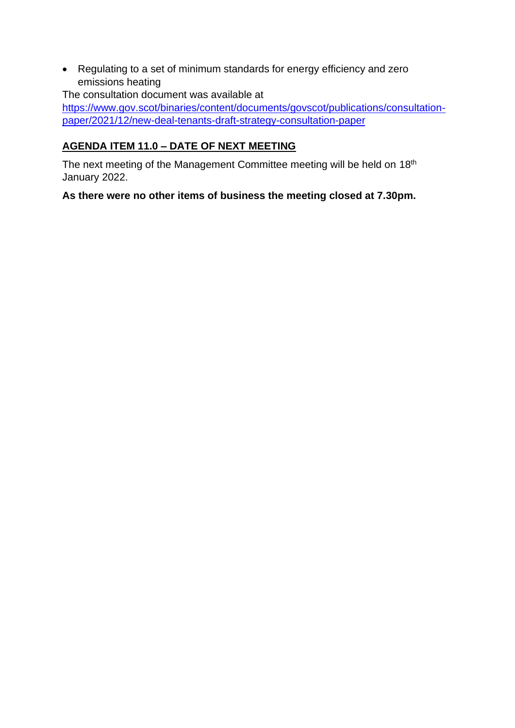- Regulating to a set of minimum standards for energy efficiency and zero emissions heating

The consultation document was available at
https://www.gov.scot/binaries/content/documents/govscot/publications/consultation-paper/2021/12/new-deal-tenants-draft-strategy-consultation-paper

## AGENDA ITEM 11.0 – DATE OF NEXT MEETING

The next meeting of the Management Committee meeting will be held on 18th January 2022.

**As there were no other items of business the meeting closed at 7.30pm.**